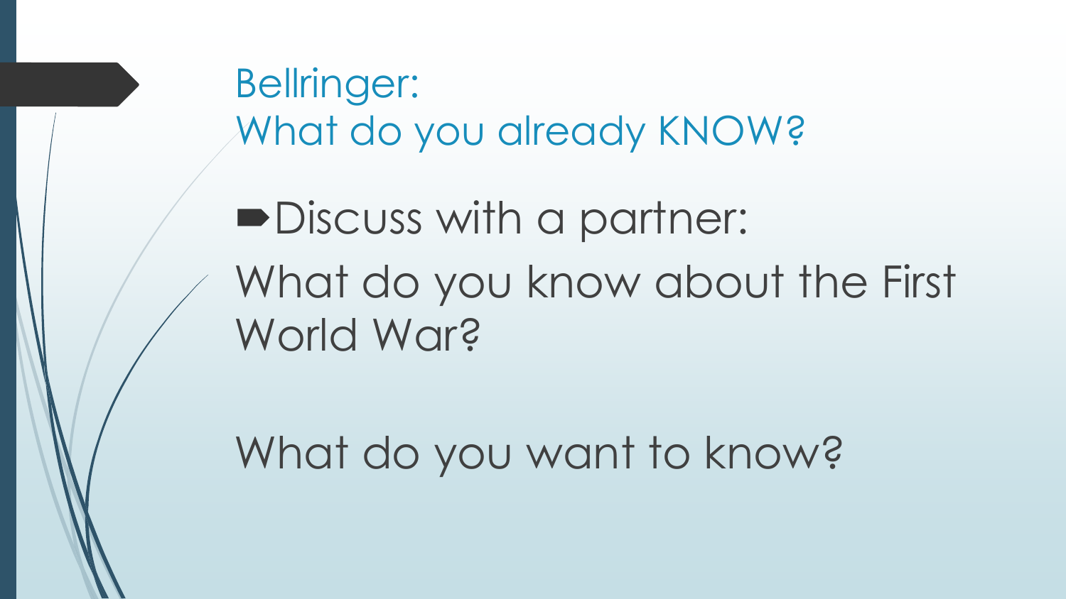# Bellringer:
# What do you already KNOW?

- Discuss with a partner:

What do you know about the First World War?

What do you want to know?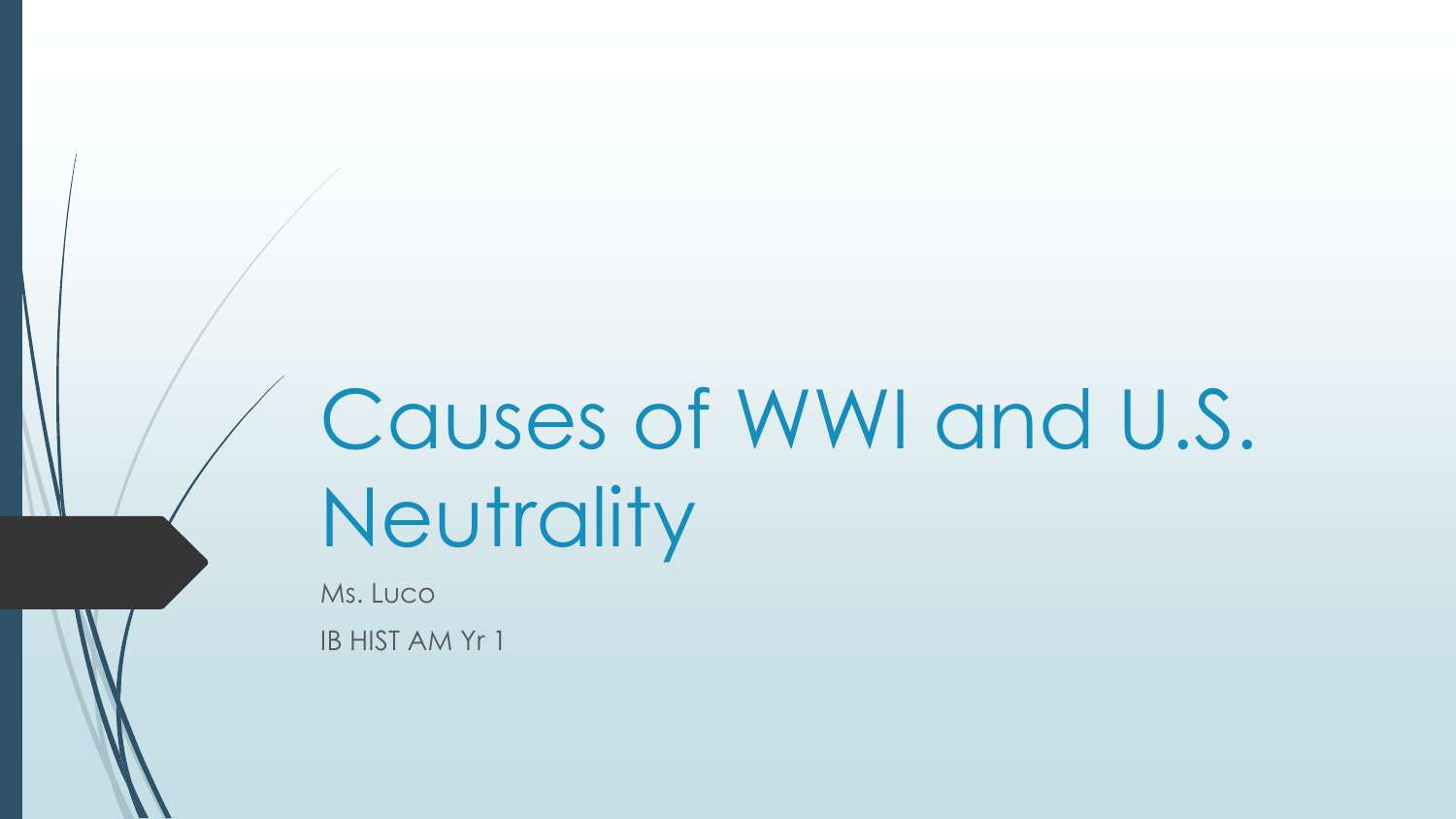# Causes of WWI and U.S. Neutrality

Ms. Luco

IB HIST AM Yr 1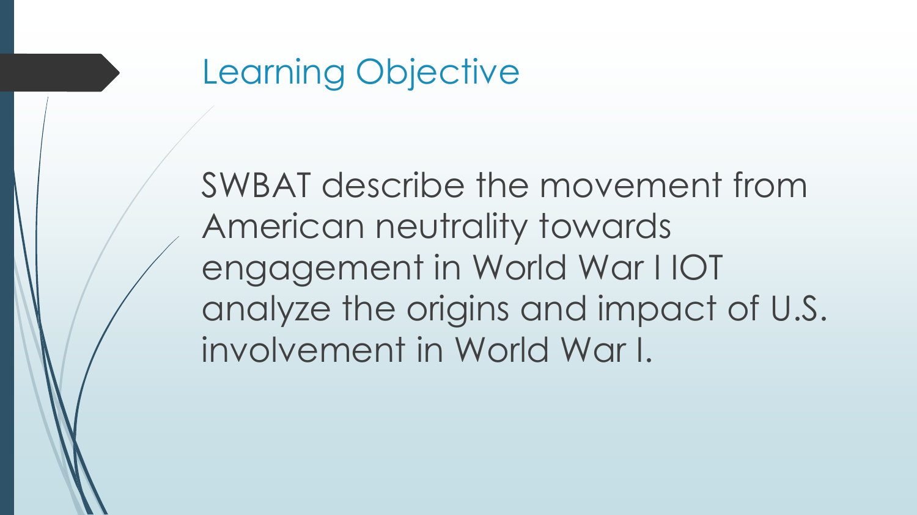# Learning Objective

SWBAT describe the movement from American neutrality towards engagement in World War I IOT analyze the origins and impact of U.S. involvement in World War I.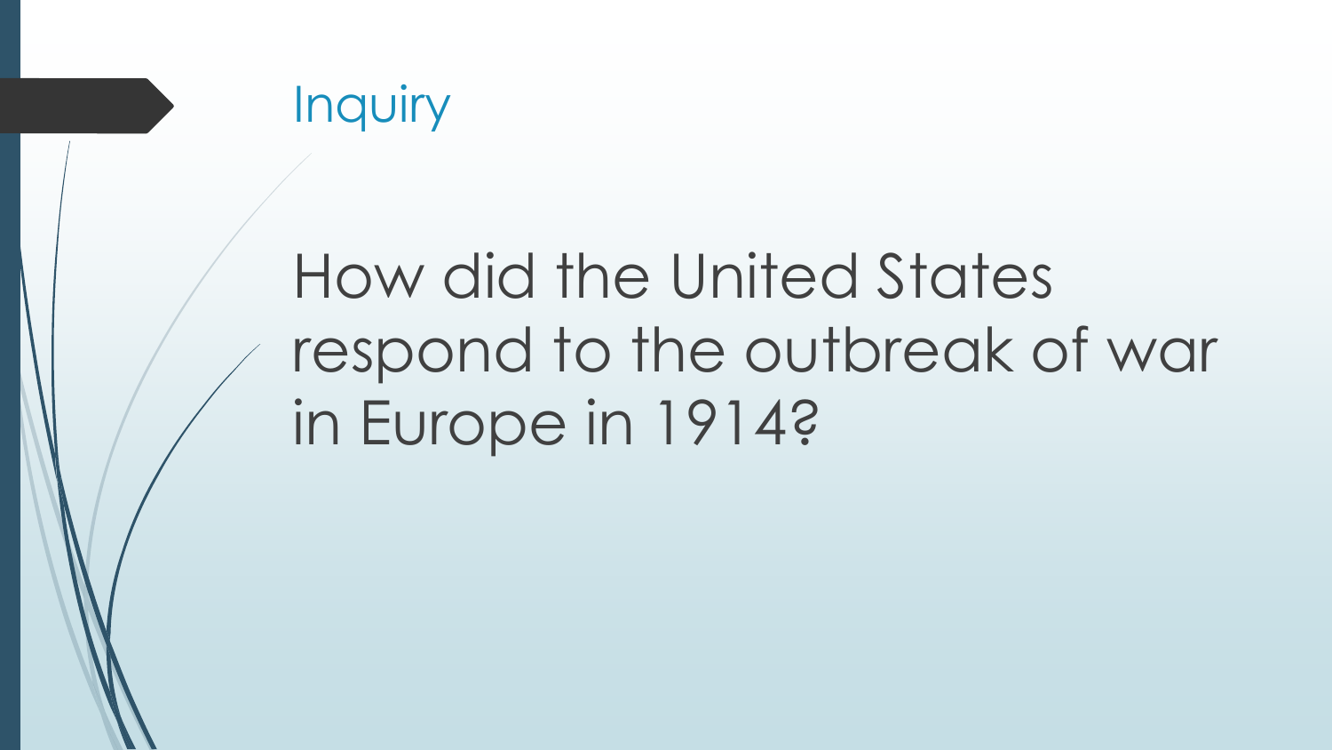# Inquiry

How did the United States respond to the outbreak of war in Europe in 1914?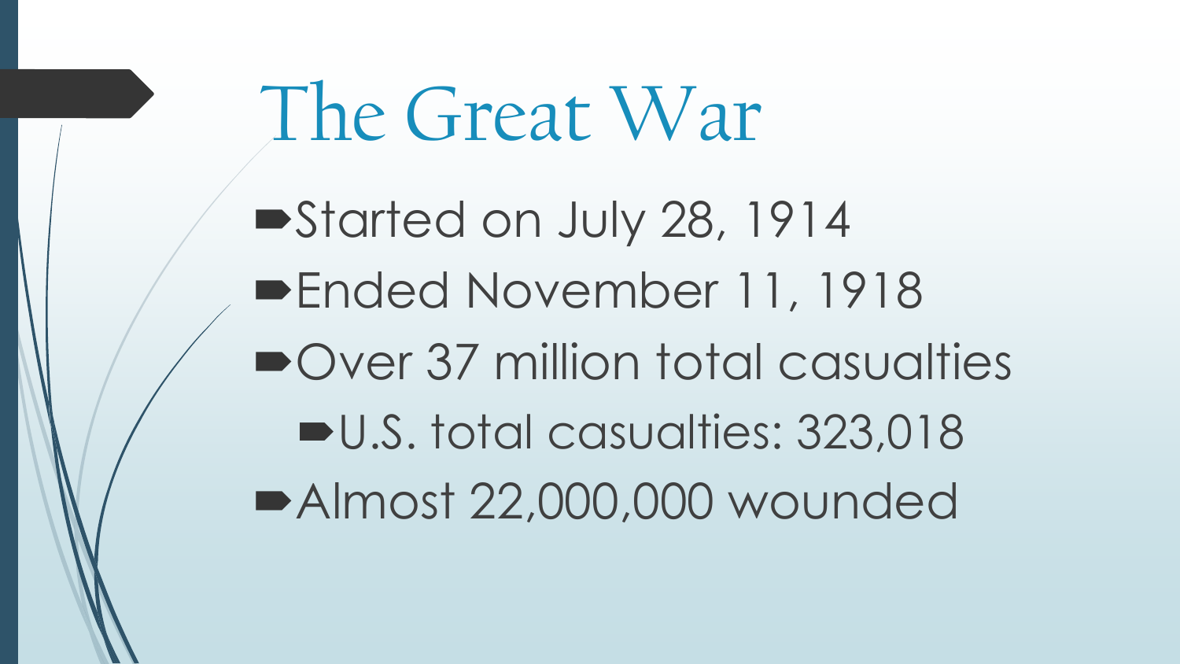# The Great War

- Started on July 28, 1914
- Ended November 11, 1918
- Over 37 million total casualties
  - U.S. total casualties: 323,018
- Almost 22,000,000 wounded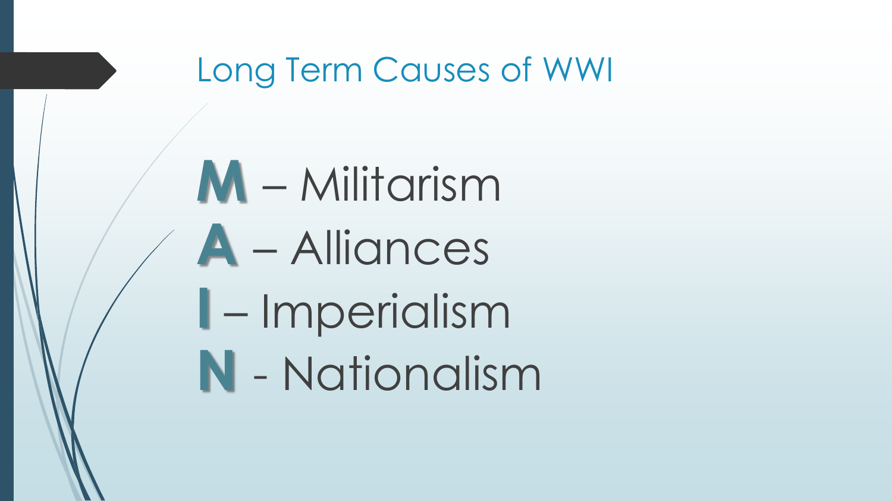# Long Term Causes of WWI

**M** – Militarism
**A** – Alliances
**I** – Imperialism
**N** - Nationalism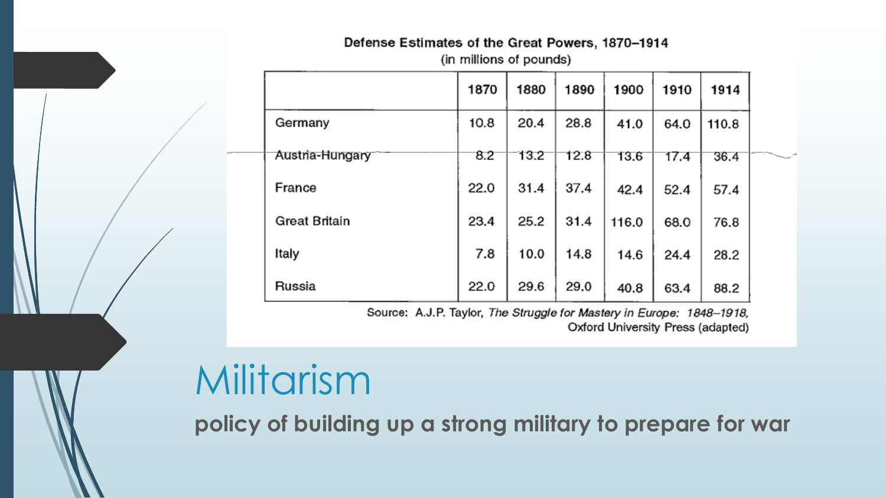**Defense Estimates of the Great Powers, 1870–1914**
(in millions of pounds)

| | 1870 | 1880 | 1890 | 1900 | 1910 | 1914 |
|---|---|---|---|---|---|---|
| Germany | 10.8 | 20.4 | 28.8 | 41.0 | 64.0 | 110.8 |
| Austria-Hungary | 8.2 | 13.2 | 12.8 | 13.6 | 17.4 | 36.4 |
| France | 22.0 | 31.4 | 37.4 | 42.4 | 52.4 | 57.4 |
| Great Britain | 23.4 | 25.2 | 31.4 | 116.0 | 68.0 | 76.8 |
| Italy | 7.8 | 10.0 | 14.8 | 14.6 | 24.4 | 28.2 |
| Russia | 22.0 | 29.6 | 29.0 | 40.8 | 63.4 | 88.2 |

Source: A.J.P. Taylor, *The Struggle for Mastery in Europe: 1848–1918*, Oxford University Press (adapted)

# Militarism

**policy of building up a strong military to prepare for war**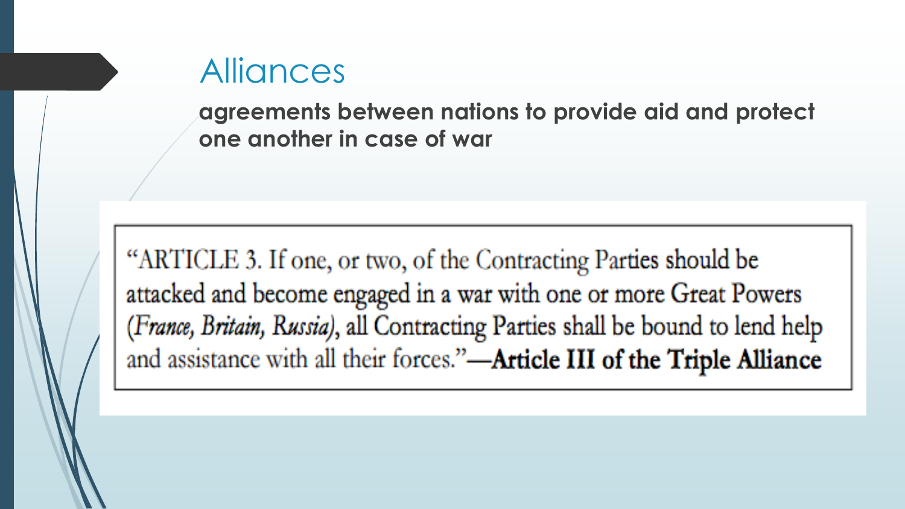# Alliances

**agreements between nations to provide aid and protect one another in case of war**

> "ARTICLE 3. If one, or two, of the Contracting Parties should be attacked and become engaged in a war with one or more Great Powers (*France, Britain, Russia*), all Contracting Parties shall be bound to lend help and assistance with all their forces."—**Article III of the Triple Alliance**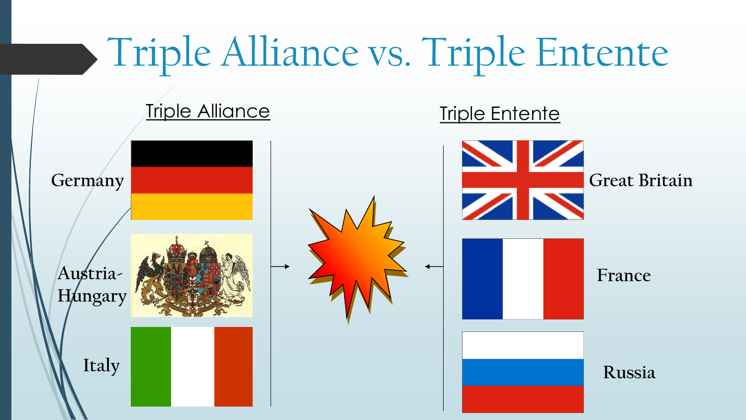# Triple Alliance vs. Triple Entente

## Triple Alliance

- Germany
- Austria-Hungary
- Italy

## Triple Entente

- Great Britain
- France
- Russia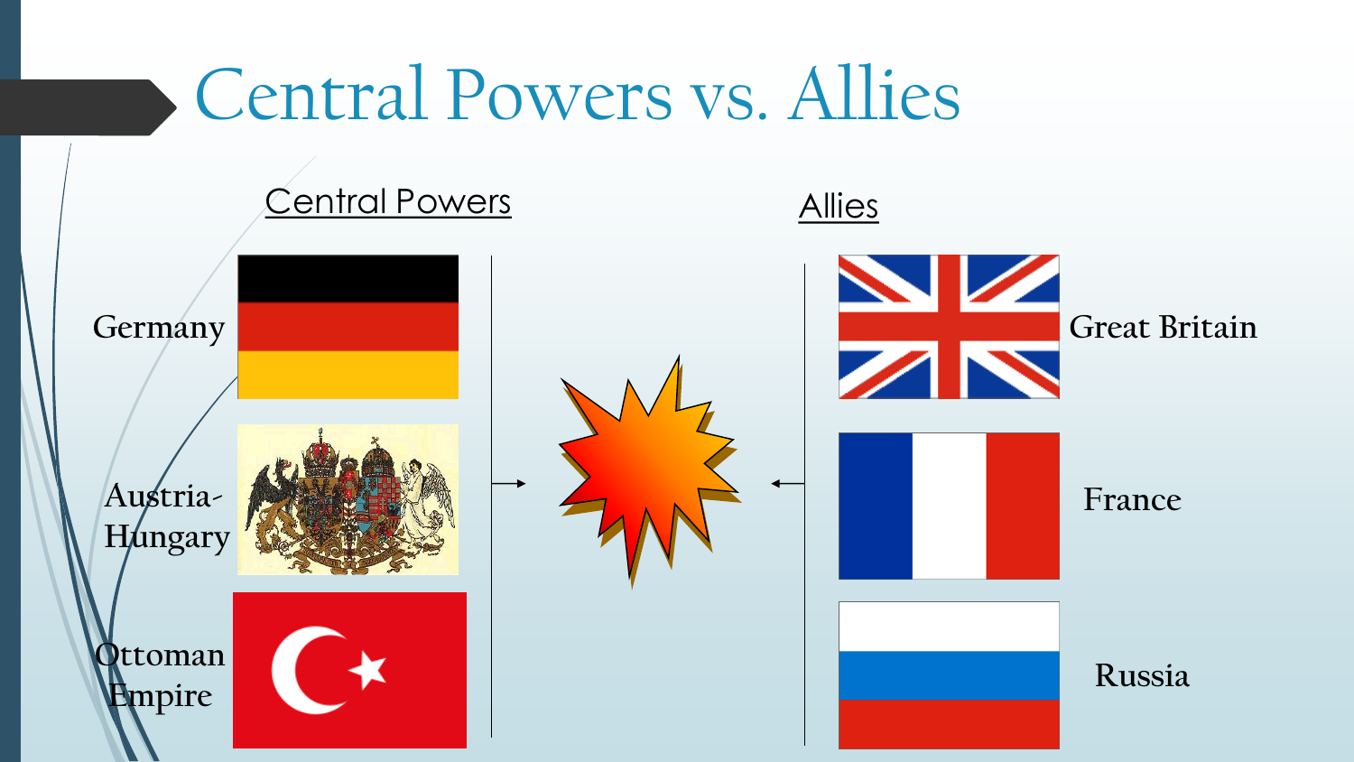# Central Powers vs. Allies

## Central Powers

- Germany
- Austria-Hungary
- Ottoman Empire

## Allies

- Great Britain
- France
- Russia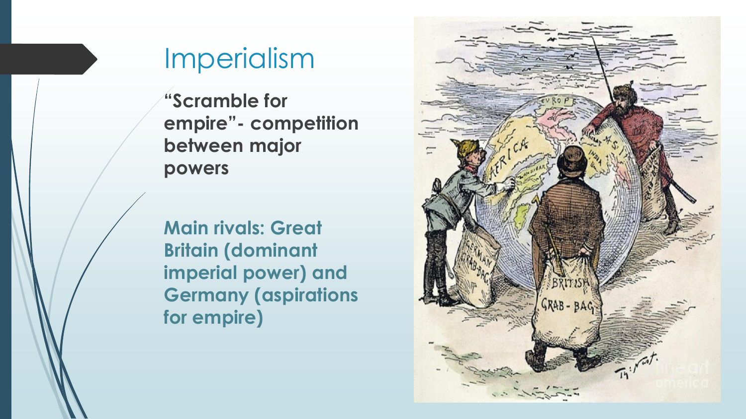# Imperialism

**"Scramble for empire"- competition between major powers**

**Main rivals: Great Britain (dominant imperial power) and Germany (aspirations for empire)**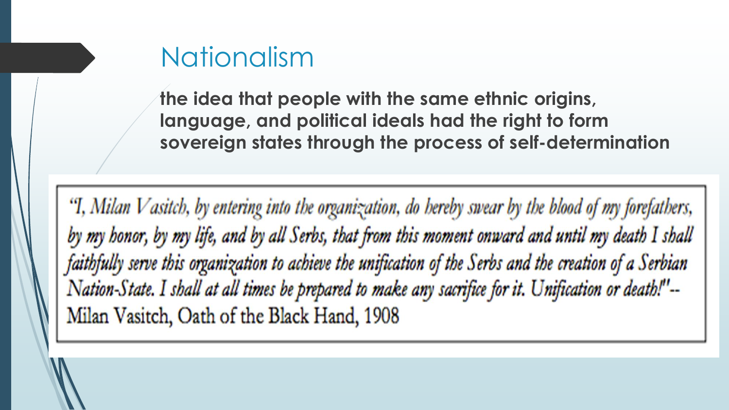# Nationalism

**the idea that people with the same ethnic origins, language, and political ideals had the right to form sovereign states through the process of self-determination**

> *"I, Milan Vasitch, by entering into the organization, do hereby swear by the blood of my forefathers, by my honor, by my life, and by all Serbs, that from this moment onward and until my death I shall faithfully serve this organization to achieve the unification of the Serbs and the creation of a Serbian Nation-State. I shall at all times be prepared to make any sacrifice for it. Unification or death!"*--
> Milan Vasitch, Oath of the Black Hand, 1908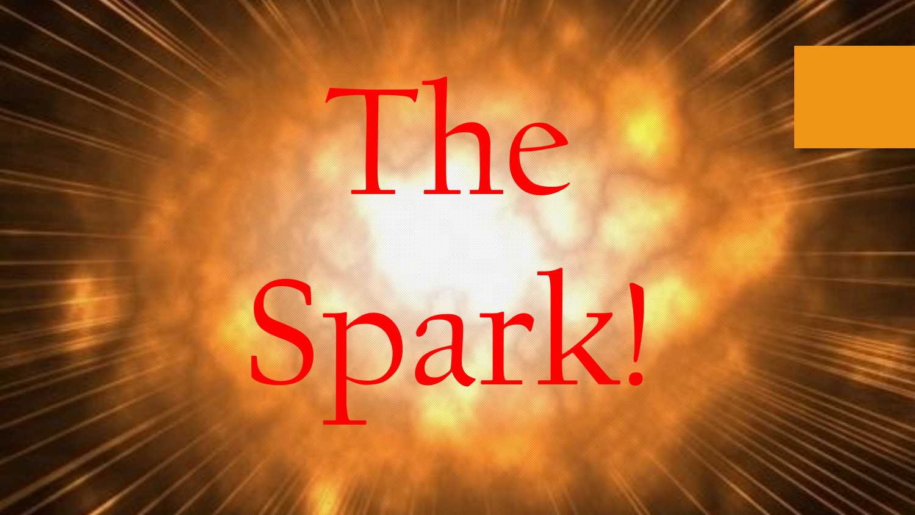# The Spark!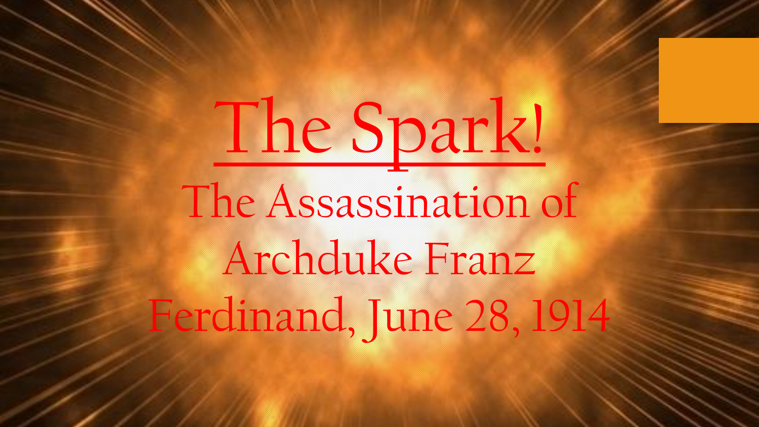# The Spark!

## The Assassination of Archduke Franz Ferdinand, June 28, 1914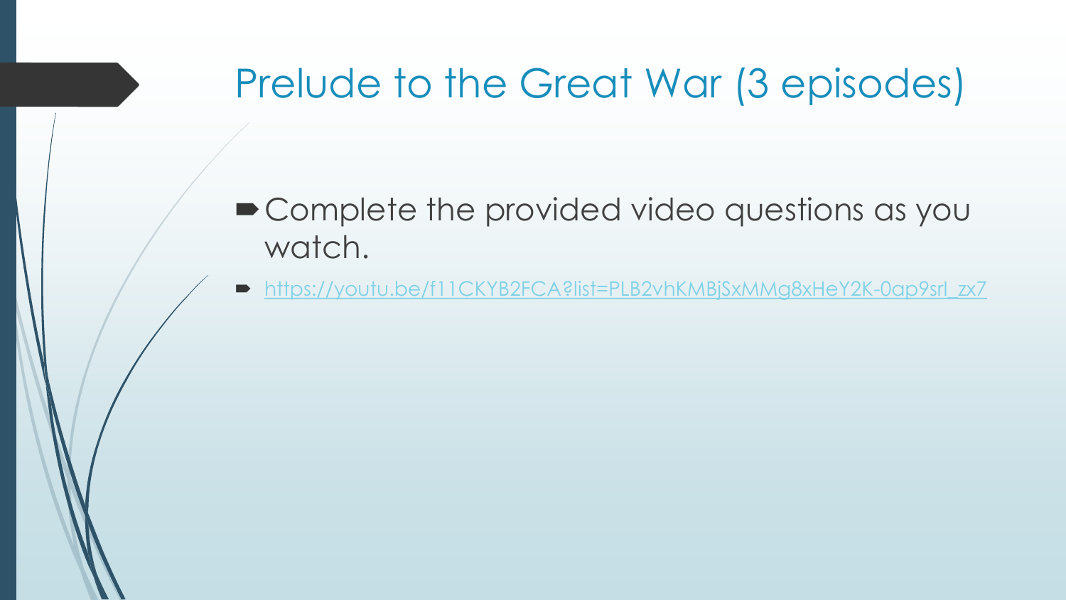# Prelude to the Great War (3 episodes)

- Complete the provided video questions as you watch.
- https://youtu.be/f11CKYB2FCA?list=PLB2vhKMBjSxMMg8xHeY2K-0ap9srl_zx7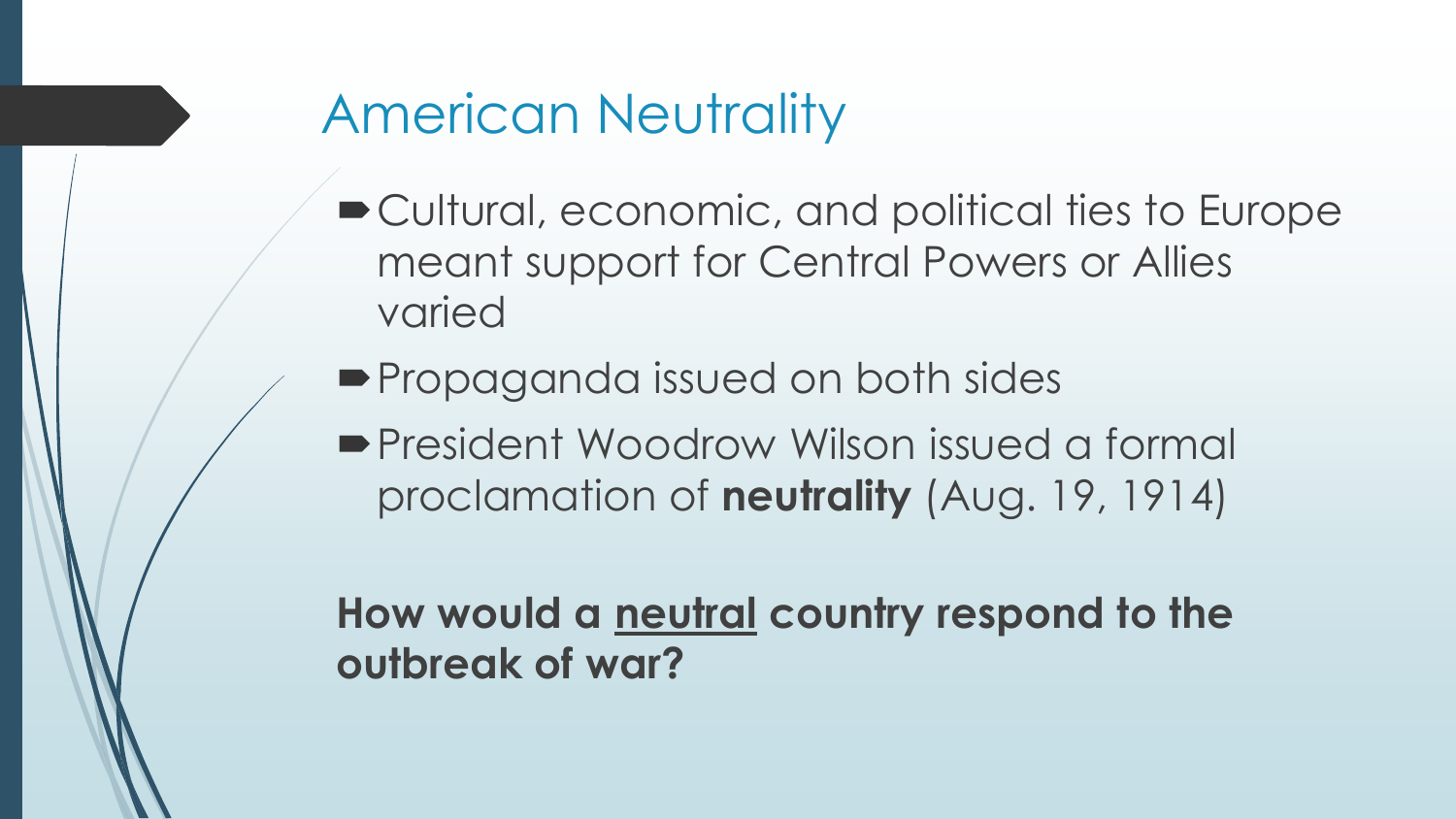# American Neutrality

- Cultural, economic, and political ties to Europe meant support for Central Powers or Allies varied
- Propaganda issued on both sides
- President Woodrow Wilson issued a formal proclamation of **neutrality** (Aug. 19, 1914)

**How would a <u>neutral</u> country respond to the outbreak of war?**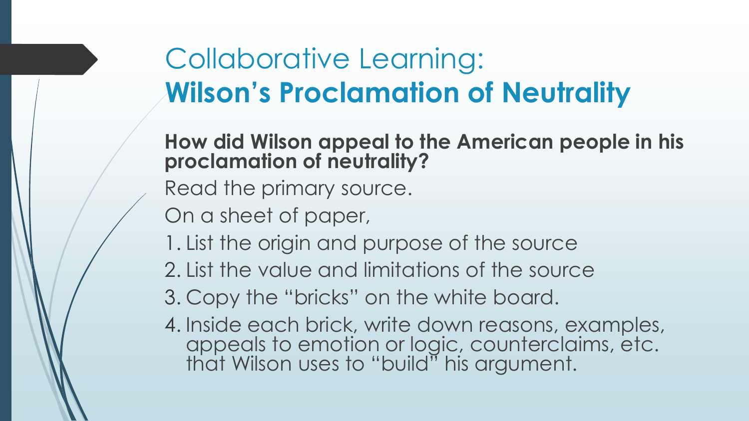# Collaborative Learning:
# **Wilson's Proclamation of Neutrality**

**How did Wilson appeal to the American people in his proclamation of neutrality?**

Read the primary source.

On a sheet of paper,

1. List the origin and purpose of the source
2. List the value and limitations of the source
3. Copy the "bricks" on the white board.
4. Inside each brick, write down reasons, examples, appeals to emotion or logic, counterclaims, etc. that Wilson uses to "build" his argument.